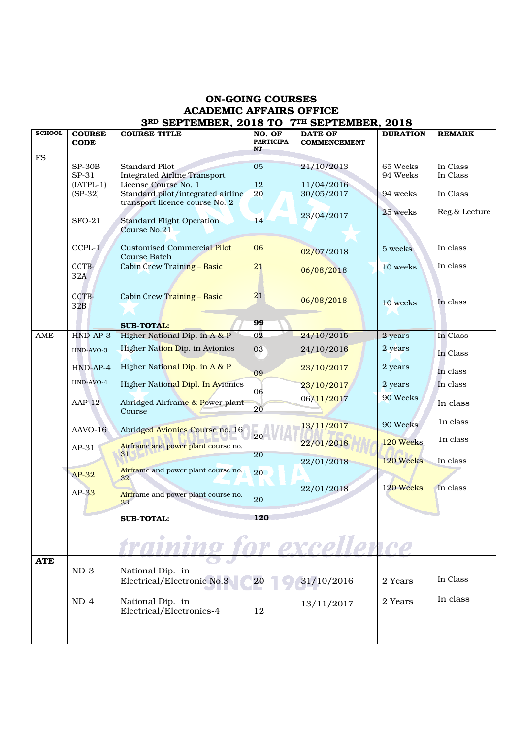# ON-GOING COURSES
## ACADEMIC AFFAIRS OFFICE
## 3RD SEPTEMBER, 2018 TO 7TH SEPTEMBER, 2018

| SCHOOL | COURSE CODE | COURSE TITLE | NO. OF PARTICIPANT | DATE OF COMMENCEMENT | DURATION | REMARK |
|---|---|---|---|---|---|---|
| FS | SP-30B | Standard Pilot | 05 | 21/10/2013 | 65 Weeks | In Class |
| | SP-31 (IATPL-1) | Integrated Airline Transport License Course No. 1 | 12 | 11/04/2016 | 94 Weeks | In Class |
| | (SP-32) | Standard pilot/integrated airline transport licence course No. 2 | 20 | 30/05/2017 | 94 weeks | In Class |
| | SFO-21 | Standard Flight Operation Course No.21 | 14 | 23/04/2017 | 25 weeks | Reg.& Lecture |
| | CCPL-1 | Customised Commercial Pilot Course Batch | 06 | 02/07/2018 | 5 weeks | In class |
| | CCTB-32A | Cabin Crew Training – Basic | 21 | 06/08/2018 | 10 weeks | In class |
| | CCTB-32B | Cabin Crew Training – Basic | 21 | 06/08/2018 | 10 weeks | In class |
| | | **SUB-TOTAL:** | **99** | | | |
| AME | HND-AP-3 | Higher National Dip. in A & P | 02 | 24/10/2015 | 2 years | In Class |
| | HND-AVO-3 | Higher Nation Dip. in Avionics | 03 | 24/10/2016 | 2 years | In Class |
| | HND-AP-4 | Higher National Dip. in A & P | 09 | 23/10/2017 | 2 years | In class |
| | HND-AVO-4 | Higher National Dipl. In Avionics | 06 | 23/10/2017 | 2 years | In class |
| | AAP-12 | Abridged Airframe & Power plant Course | 20 | 06/11/2017 | 90 Weeks | In class |
| | AAVO-16 | Abridged Avionics Course no. 16 | 20 | 13/11/2017 | 90 Weeks | 1n class |
| | AP-31 | Airframe and power plant course no. 31 | 20 | 22/01/2018 | 120 Weeks | 1n class |
| | AP-32 | Airframe and power plant course no. 32 | 20 | 22/01/2018 | 120 Weeks | In class |
| | AP-33 | Airframe and power plant course no. 33 | 20 | 22/01/2018 | 120 Weeks | In class |
| | | **SUB-TOTAL:** | **120** | | | |
| **ATE** | ND-3 | National Dip. in Electrical/Electronic No.3 | 20 | 31/10/2016 | 2 Years | In Class |
| | ND-4 | National Dip. in Electrical/Electronics-4 | 12 | 13/11/2017 | 2 Years | In class |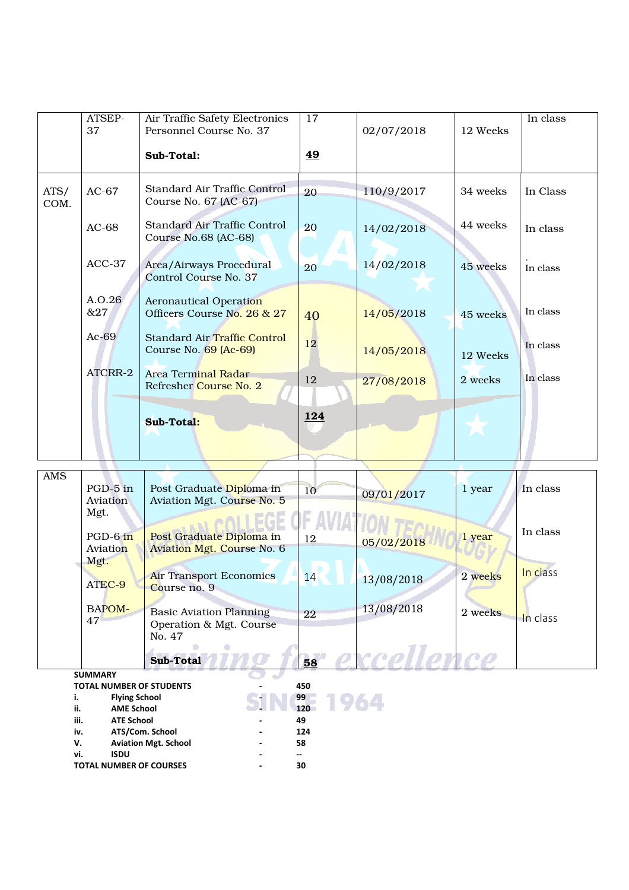| | | | | | | |
|---|---|---|---|---|---|---|
| | ATSEP-37 | Air Traffic Safety Electronics Personnel Course No. 37 | 17 | 02/07/2018 | 12 Weeks | In class |
| | | **Sub-Total:** | **49** | | | |
| ATS/ COM. | AC-67 | Standard Air Traffic Control Course No. 67 (AC-67) | 20 | 110/9/2017 | 34 weeks | In Class |
| | AC-68 | Standard Air Traffic Control Course No.68 (AC-68) | 20 | 14/02/2018 | 44 weeks | In class |
| | ACC-37 | Area/Airways Procedural Control Course No. 37 | 20 | 14/02/2018 | 45 weeks | In class |
| | A.O.26 &27 | Aeronautical Operation Officers Course No. 26 & 27 | 40 | 14/05/2018 | 45 weeks | In class |
| | Ac-69 | Standard Air Traffic Control Course No. 69 (Ac-69) | 12 | 14/05/2018 | 12 Weeks | In class |
| | ATCRR-2 | Area Terminal Radar Refresher Course No. 2 | 12 | 27/08/2018 | 2 weeks | In class |
| | | **Sub-Total:** | **124** | | | |
| AMS | PGD-5 in Aviation Mgt. | Post Graduate Diploma in Aviation Mgt. Course No. 5 | 10 | 09/01/2017 | 1 year | In class |
| | PGD-6 in Aviation Mgt. | Post Graduate Diploma in Aviation Mgt. Course No. 6 | 12 | 05/02/2018 | 1 year | In class |
| | ATEC-9 | Air Transport Economics Course no. 9 | 14 | 13/08/2018 | 2 weeks | In class |
| | BAPOM-47 | Basic Aviation Planning Operation & Mgt. Course No. 47 | 22 | 13/08/2018 | 2 weeks | In class |
| | | **Sub-Total** | **58** | | | |

**SUMMARY**

| | | | |
|---|---|---|---|
| **TOTAL NUMBER OF STUDENTS** | | - | **450** |
| **i.** | **Flying School** | - | **99** |
| **ii.** | **AME School** | - | **120** |
| **iii.** | **ATE School** | - | **49** |
| **iv.** | **ATS/Com. School** | - | **124** |
| **V.** | **Aviation Mgt. School** | - | **58** |
| **vi.** | **ISDU** | - | **--** |
| **TOTAL NUMBER OF COURSES** | | - | **30** |